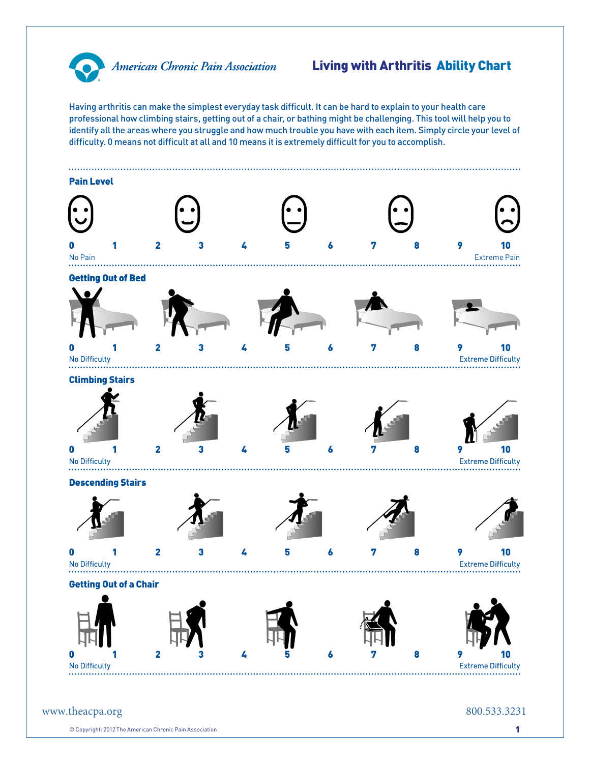American Chronic Pain Association

# Living with Arthritis Ability Chart

Having arthritis can make the simplest everyday task difficult. It can be hard to explain to your health care professional how climbing stairs, getting out of a chair, or bathing might be challenging. This tool will help you to identify all the areas where you struggle and how much trouble you have with each item. Simply circle your level of difficulty. 0 means not difficult at all and 10 means it is extremely difficult for you to accomplish.

## Pain Level

0 1 2 3 4 5 6 7 8 9 10

No Pain — Extreme Pain

## Getting Out of Bed

0 1 2 3 4 5 6 7 8 9 10

No Difficulty — Extreme Difficulty

## Climbing Stairs

0 1 2 3 4 5 6 7 8 9 10

No Difficulty — Extreme Difficulty

## Descending Stairs

0 1 2 3 4 5 6 7 8 9 10

No Difficulty — Extreme Difficulty

## Getting Out of a Chair

0 1 2 3 4 5 6 7 8 9 10

No Difficulty — Extreme Difficulty

www.theacpa.org

800.533.3231

© Copyright: 2012 The American Chronic Pain Association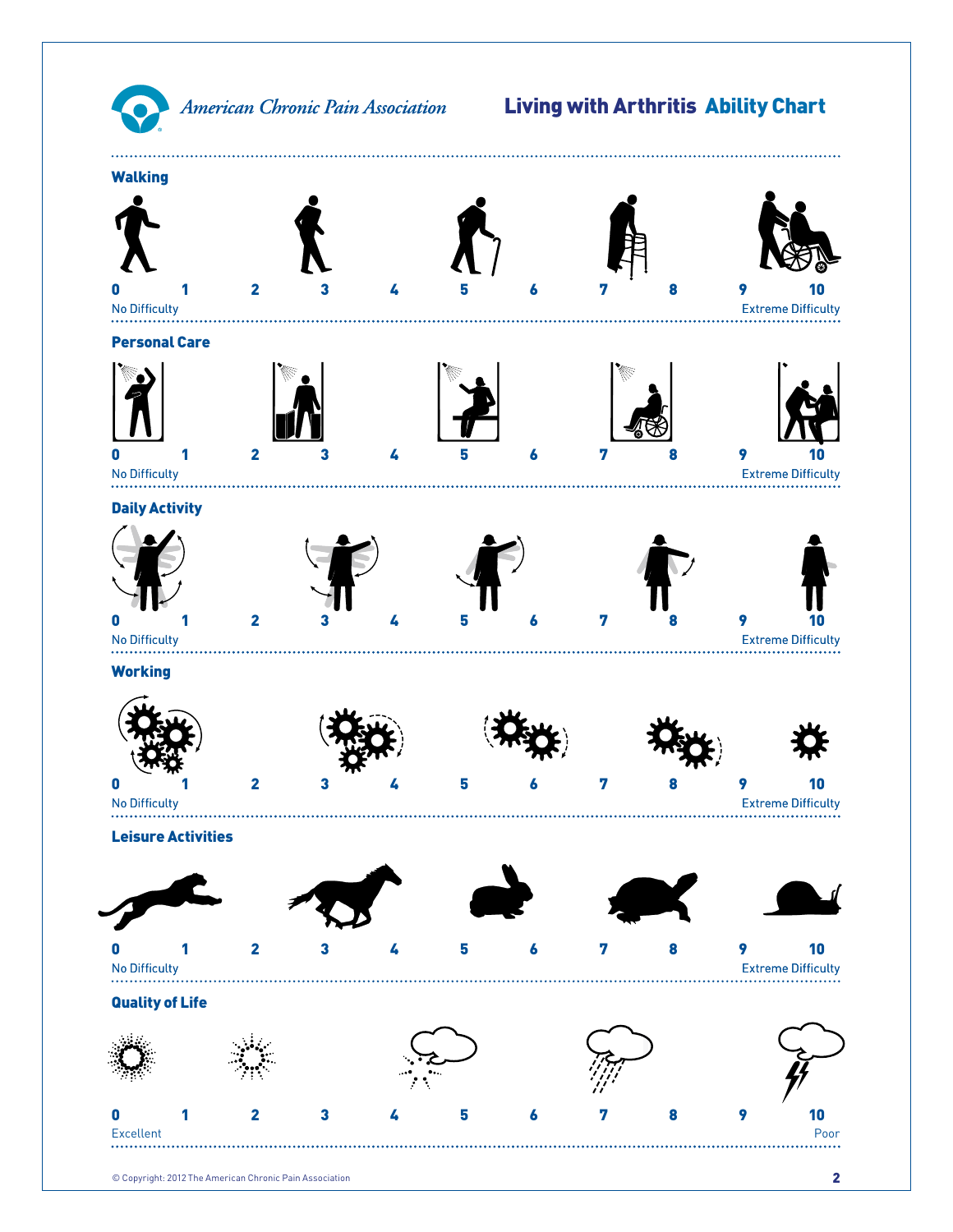American Chronic Pain Association

# Living with Arthritis Ability Chart

## Walking

0 1 2 3 4 5 6 7 8 9 10

No Difficulty — Extreme Difficulty

## Personal Care

0 1 2 3 4 5 6 7 8 9 10

No Difficulty — Extreme Difficulty

## Daily Activity

0 1 2 3 4 5 6 7 8 9 10

No Difficulty — Extreme Difficulty

## Working

0 1 2 3 4 5 6 7 8 9 10

No Difficulty — Extreme Difficulty

## Leisure Activities

0 1 2 3 4 5 6 7 8 9 10

No Difficulty — Extreme Difficulty

## Quality of Life

0 1 2 3 4 5 6 7 8 9 10

Excellent — Poor

© Copyright: 2012 The American Chronic Pain Association